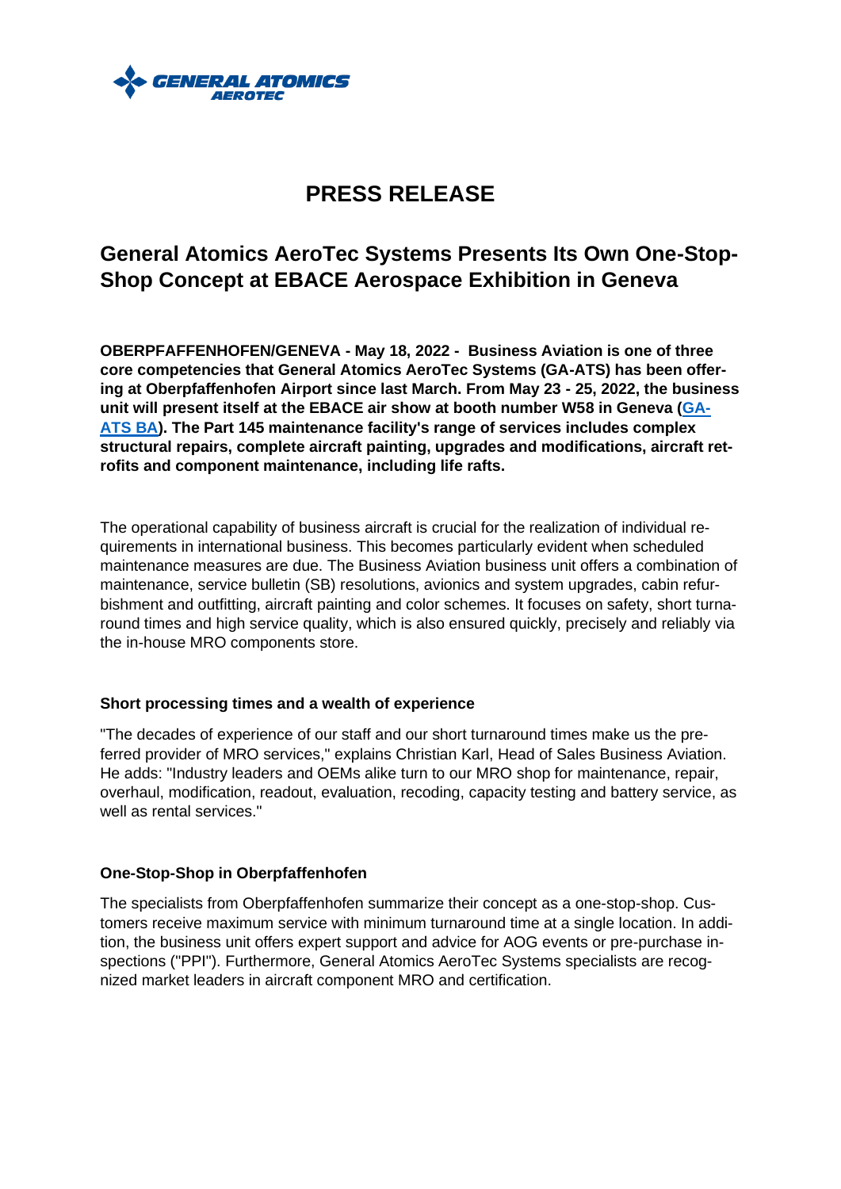GENERAL ATOMICS AEROTEC

# PRESS RELEASE

## General Atomics AeroTec Systems Presents Its Own One-Stop-Shop Concept at EBACE Aerospace Exhibition in Geneva

**OBERPFAFFENHOFEN/GENEVA - May 18, 2022 - Business Aviation is one of three core competencies that General Atomics AeroTec Systems (GA-ATS) has been offering at Oberpfaffenhofen Airport since last March. From May 23 - 25, 2022, the business unit will present itself at the EBACE air show at booth number W58 in Geneva (GA-ATS BA). The Part 145 maintenance facility's range of services includes complex structural repairs, complete aircraft painting, upgrades and modifications, aircraft retrofits and component maintenance, including life rafts.**

The operational capability of business aircraft is crucial for the realization of individual requirements in international business. This becomes particularly evident when scheduled maintenance measures are due. The Business Aviation business unit offers a combination of maintenance, service bulletin (SB) resolutions, avionics and system upgrades, cabin refurbishment and outfitting, aircraft painting and color schemes. It focuses on safety, short turnaround times and high service quality, which is also ensured quickly, precisely and reliably via the in-house MRO components store.

### Short processing times and a wealth of experience

"The decades of experience of our staff and our short turnaround times make us the preferred provider of MRO services," explains Christian Karl, Head of Sales Business Aviation. He adds: "Industry leaders and OEMs alike turn to our MRO shop for maintenance, repair, overhaul, modification, readout, evaluation, recoding, capacity testing and battery service, as well as rental services."

### One-Stop-Shop in Oberpfaffenhofen

The specialists from Oberpfaffenhofen summarize their concept as a one-stop-shop. Customers receive maximum service with minimum turnaround time at a single location. In addition, the business unit offers expert support and advice for AOG events or pre-purchase inspections ("PPI"). Furthermore, General Atomics AeroTec Systems specialists are recognized market leaders in aircraft component MRO and certification.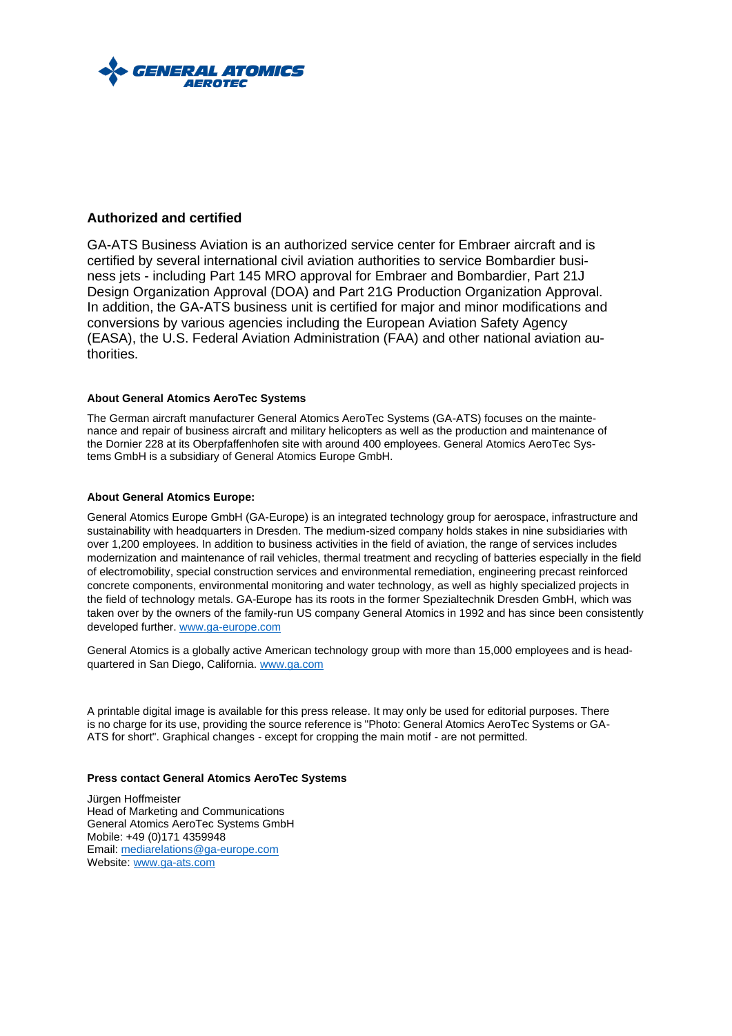## Authorized and certified

GA-ATS Business Aviation is an authorized service center for Embraer aircraft and is certified by several international civil aviation authorities to service Bombardier business jets - including Part 145 MRO approval for Embraer and Bombardier, Part 21J Design Organization Approval (DOA) and Part 21G Production Organization Approval. In addition, the GA-ATS business unit is certified for major and minor modifications and conversions by various agencies including the European Aviation Safety Agency (EASA), the U.S. Federal Aviation Administration (FAA) and other national aviation authorities.

**About General Atomics AeroTec Systems**

The German aircraft manufacturer General Atomics AeroTec Systems (GA-ATS) focuses on the maintenance and repair of business aircraft and military helicopters as well as the production and maintenance of the Dornier 228 at its Oberpfaffenhofen site with around 400 employees. General Atomics AeroTec Systems GmbH is a subsidiary of General Atomics Europe GmbH.

**About General Atomics Europe:**

General Atomics Europe GmbH (GA-Europe) is an integrated technology group for aerospace, infrastructure and sustainability with headquarters in Dresden. The medium-sized company holds stakes in nine subsidiaries with over 1,200 employees. In addition to business activities in the field of aviation, the range of services includes modernization and maintenance of rail vehicles, thermal treatment and recycling of batteries especially in the field of electromobility, special construction services and environmental remediation, engineering precast reinforced concrete components, environmental monitoring and water technology, as well as highly specialized projects in the field of technology metals. GA-Europe has its roots in the former Spezialtechnik Dresden GmbH, which was taken over by the owners of the family-run US company General Atomics in 1992 and has since been consistently developed further. www.ga-europe.com

General Atomics is a globally active American technology group with more than 15,000 employees and is headquartered in San Diego, California. www.ga.com

A printable digital image is available for this press release. It may only be used for editorial purposes. There is no charge for its use, providing the source reference is "Photo: General Atomics AeroTec Systems or GA-ATS for short". Graphical changes - except for cropping the main motif - are not permitted.

**Press contact General Atomics AeroTec Systems**

Jürgen Hoffmeister
Head of Marketing and Communications
General Atomics AeroTec Systems GmbH
Mobile: +49 (0)171 4359948
Email: mediarelations@ga-europe.com
Website: www.ga-ats.com